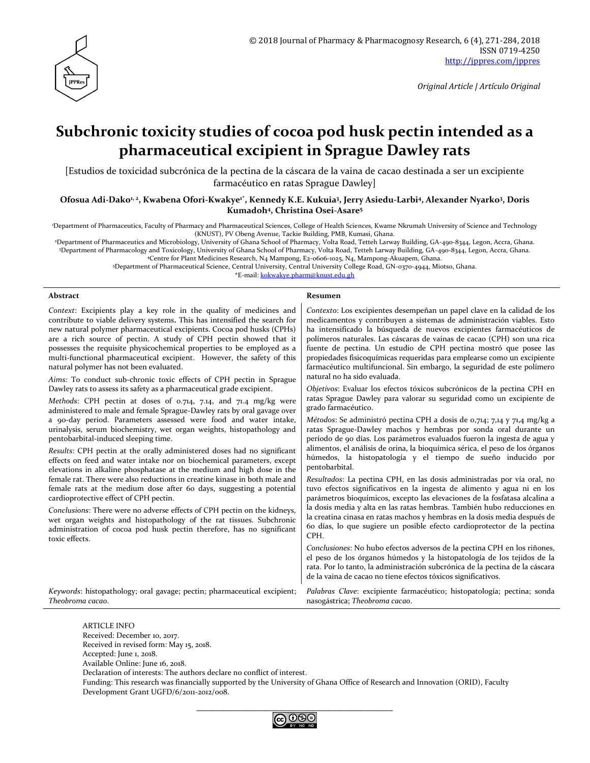Original Article | Artículo Original

# Subchronic toxicity studies of cocoa pod husk pectin intended as a pharmaceutical excipient in Sprague Dawley rats

[Estudios de toxicidad subcrónica de la pectina de la cáscara de la vaina de cacao destinada a ser un excipiente farmacéutico en ratas Sprague Dawley]

**Ofosua Adi-Dako[1,2], Kwabena Ofori-Kwakye[1*], Kennedy K.E. Kukuia[3], Jerry Asiedu-Larbi[4], Alexander Nyarko[3], Doris Kumadoh[4], Christina Osei-Asare[5]**

[1]Department of Pharmaceutics, Faculty of Pharmacy and Pharmaceutical Sciences, College of Health Sciences, Kwame Nkrumah University of Science and Technology (KNUST), PV Obeng Avenue, Tackie Building, PMB, Kumasi, Ghana.

[2]Department of Pharmaceutics and Microbiology, University of Ghana School of Pharmacy, Volta Road, Tetteh Larway Building, GA-490-8344, Legon, Accra, Ghana.

[3]Department of Pharmacology and Toxicology, University of Ghana School of Pharmacy, Volta Road, Tetteh Larway Building, GA-490-8344, Legon, Accra, Ghana.

[4]Centre for Plant Medicines Research, N4 Mampong, E2-0606-1025, N4, Mampong-Akuapem, Ghana.

[5]Department of Pharmaceutical Science, Central University, Central University College Road, GN-0370-4944, Miotso, Ghana.

*E-mail: kokwakye.pharm@knust.edu.gh

## Abstract

*Context*: Excipients play a key role in the quality of medicines and contribute to viable delivery systems. This has intensified the search for new natural polymer pharmaceutical excipients. Cocoa pod husks (CPHs) are a rich source of pectin. A study of CPH pectin showed that it possesses the requisite physicochemical properties to be employed as a multi-functional pharmaceutical excipient. However, the safety of this natural polymer has not been evaluated.

*Aims*: To conduct sub-chronic toxic effects of CPH pectin in Sprague Dawley rats to assess its safety as a pharmaceutical grade excipient.

*Methods*: CPH pectin at doses of 0.714, 7.14, and 71.4 mg/kg were administered to male and female Sprague-Dawley rats by oral gavage over a 90-day period. Parameters assessed were food and water intake, urinalysis, serum biochemistry, wet organ weights, histopathology and pentobarbital-induced sleeping time.

*Results*: CPH pectin at the orally administered doses had no significant effects on feed and water intake nor on biochemical parameters, except elevations in alkaline phosphatase at the medium and high dose in the female rat. There were also reductions in creatine kinase in both male and female rats at the medium dose after 60 days, suggesting a potential cardioprotective effect of CPH pectin.

*Conclusions*: There were no adverse effects of CPH pectin on the kidneys, wet organ weights and histopathology of the rat tissues. Subchronic administration of cocoa pod husk pectin therefore, has no significant toxic effects.

*Keywords*: histopathology; oral gavage; pectin; pharmaceutical excipient; *Theobroma cacao*.

## Resumen

*Contexto*: Los excipientes desempeñan un papel clave en la calidad de los medicamentos y contribuyen a sistemas de administración viables. Esto ha intensificado la búsqueda de nuevos excipientes farmacéuticos de polímeros naturales. Las cáscaras de vainas de cacao (CPH) son una rica fuente de pectina. Un estudio de CPH pectina mostró que posee las propiedades fisicoquímicas requeridas para emplearse como un excipiente farmacéutico multifuncional. Sin embargo, la seguridad de este polímero natural no ha sido evaluada.

*Objetivos*: Evaluar los efectos tóxicos subcrónicos de la pectina CPH en ratas Sprague Dawley para valorar su seguridad como un excipiente de grado farmacéutico.

*Métodos*: Se administró pectina CPH a dosis de 0,714; 7,14 y 71,4 mg/kg a ratas Sprague-Dawley machos y hembras por sonda oral durante un período de 90 días. Los parámetros evaluados fueron la ingesta de agua y alimentos, el análisis de orina, la bioquímica sérica, el peso de los órganos húmedos, la histopatología y el tiempo de sueño inducido por pentobarbital.

*Resultados*: La pectina CPH, en las dosis administradas por vía oral, no tuvo efectos significativos en la ingesta de alimento y agua ni en los parámetros bioquímicos, excepto las elevaciones de la fosfatasa alcalina a la dosis media y alta en las ratas hembras. También hubo reducciones en la creatina cinasa en ratas machos y hembras en la dosis media después de 60 días, lo que sugiere un posible efecto cardioprotector de la pectina CPH.

*Conclusiones*: No hubo efectos adversos de la pectina CPH en los riñones, el peso de los órganos húmedos y la histopatología de los tejidos de la rata. Por lo tanto, la administración subcrónica de la pectina de la cáscara de la vaina de cacao no tiene efectos tóxicos significativos.

*Palabras Clave*: excipiente farmacéutico; histopatología; pectina; sonda nasogástrica; *Theobroma cacao*.

ARTICLE INFO
Received: December 10, 2017.
Received in revised form: May 15, 2018.
Accepted: June 1, 2018.
Available Online: June 16, 2018.
Declaration of interests: The authors declare no conflict of interest.
Funding: This research was financially supported by the University of Ghana Office of Research and Innovation (ORID), Faculty Development Grant UGFD/6/2011-2012/008.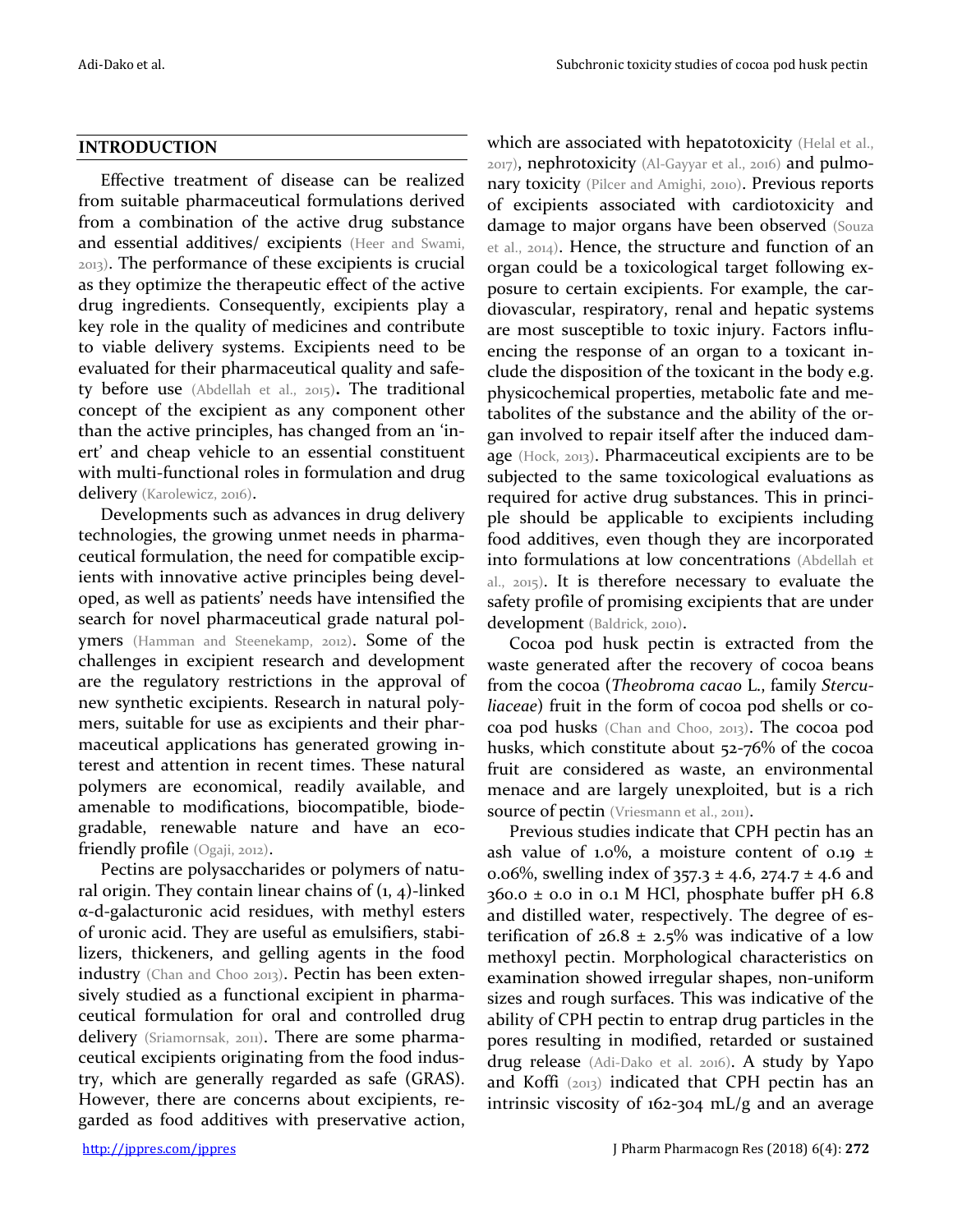## INTRODUCTION

Effective treatment of disease can be realized from suitable pharmaceutical formulations derived from a combination of the active drug substance and essential additives/ excipients (Heer and Swami, 2013). The performance of these excipients is crucial as they optimize the therapeutic effect of the active drug ingredients. Consequently, excipients play a key role in the quality of medicines and contribute to viable delivery systems. Excipients need to be evaluated for their pharmaceutical quality and safety before use (Abdellah et al., 2015). The traditional concept of the excipient as any component other than the active principles, has changed from an 'inert' and cheap vehicle to an essential constituent with multi-functional roles in formulation and drug delivery (Karolewicz, 2016).

Developments such as advances in drug delivery technologies, the growing unmet needs in pharmaceutical formulation, the need for compatible excipients with innovative active principles being developed, as well as patients' needs have intensified the search for novel pharmaceutical grade natural polymers (Hamman and Steenekamp, 2012). Some of the challenges in excipient research and development are the regulatory restrictions in the approval of new synthetic excipients. Research in natural polymers, suitable for use as excipients and their pharmaceutical applications has generated growing interest and attention in recent times. These natural polymers are economical, readily available, and amenable to modifications, biocompatible, biodegradable, renewable nature and have an eco-friendly profile (Ogaji, 2012).

Pectins are polysaccharides or polymers of natural origin. They contain linear chains of (1, 4)-linked α-d-galacturonic acid residues, with methyl esters of uronic acid. They are useful as emulsifiers, stabilizers, thickeners, and gelling agents in the food industry (Chan and Choo 2013). Pectin has been extensively studied as a functional excipient in pharmaceutical formulation for oral and controlled drug delivery (Sriamornsak, 2011). There are some pharmaceutical excipients originating from the food industry, which are generally regarded as safe (GRAS). However, there are concerns about excipients, regarded as food additives with preservative action, which are associated with hepatotoxicity (Helal et al., 2017), nephrotoxicity (Al-Gayyar et al., 2016) and pulmonary toxicity (Pilcer and Amighi, 2010). Previous reports of excipients associated with cardiotoxicity and damage to major organs have been observed (Souza et al., 2014). Hence, the structure and function of an organ could be a toxicological target following exposure to certain excipients. For example, the cardiovascular, respiratory, renal and hepatic systems are most susceptible to toxic injury. Factors influencing the response of an organ to a toxicant include the disposition of the toxicant in the body e.g. physicochemical properties, metabolic fate and metabolites of the substance and the ability of the organ involved to repair itself after the induced damage (Hock, 2013). Pharmaceutical excipients are to be subjected to the same toxicological evaluations as required for active drug substances. This in principle should be applicable to excipients including food additives, even though they are incorporated into formulations at low concentrations (Abdellah et al., 2015). It is therefore necessary to evaluate the safety profile of promising excipients that are under development (Baldrick, 2010).

Cocoa pod husk pectin is extracted from the waste generated after the recovery of cocoa beans from the cocoa (*Theobroma cacao* L., family *Sterculiaceae*) fruit in the form of cocoa pod shells or cocoa pod husks (Chan and Choo, 2013). The cocoa pod husks, which constitute about 52-76% of the cocoa fruit are considered as waste, an environmental menace and are largely unexploited, but is a rich source of pectin (Vriesmann et al., 2011).

Previous studies indicate that CPH pectin has an ash value of 1.0%, a moisture content of 0.19 ± 0.06%, swelling index of 357.3 ± 4.6, 274.7 ± 4.6 and 360.0 ± 0.0 in 0.1 M HCl, phosphate buffer pH 6.8 and distilled water, respectively. The degree of esterification of 26.8 ± 2.5% was indicative of a low methoxyl pectin. Morphological characteristics on examination showed irregular shapes, non-uniform sizes and rough surfaces. This was indicative of the ability of CPH pectin to entrap drug particles in the pores resulting in modified, retarded or sustained drug release (Adi-Dako et al. 2016). A study by Yapo and Koffi (2013) indicated that CPH pectin has an intrinsic viscosity of 162-304 mL/g and an average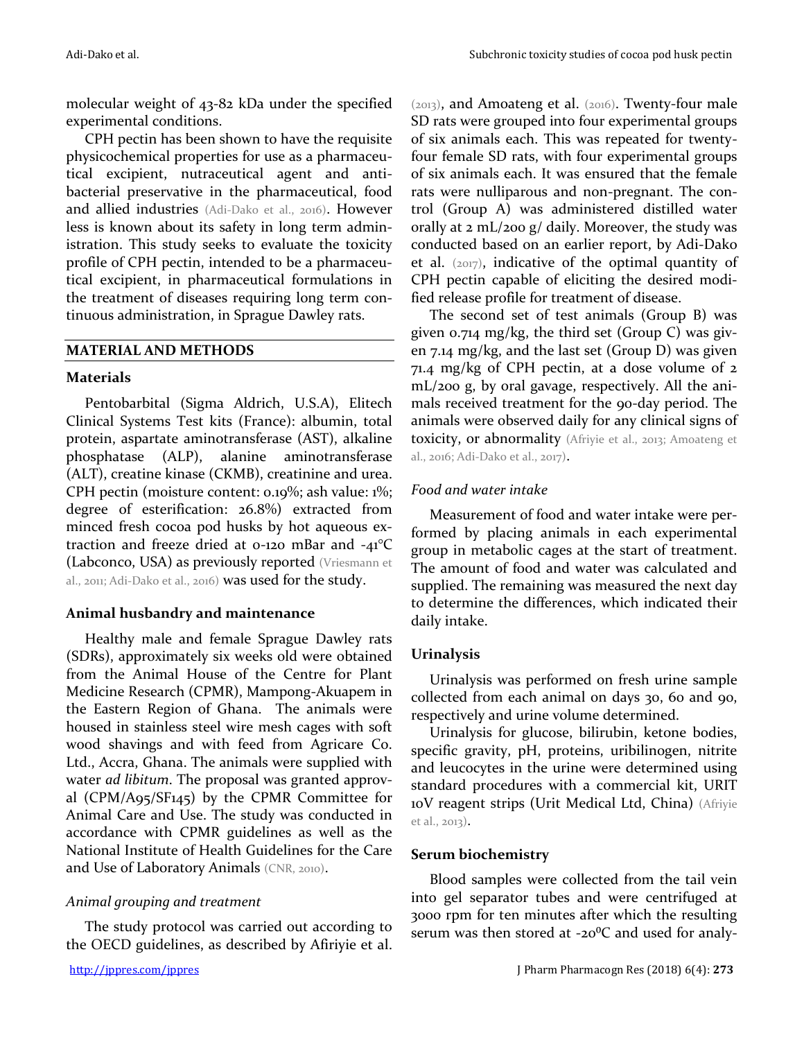molecular weight of 43-82 kDa under the specified experimental conditions.

CPH pectin has been shown to have the requisite physicochemical properties for use as a pharmaceutical excipient, nutraceutical agent and antibacterial preservative in the pharmaceutical, food and allied industries (Adi-Dako et al., 2016). However less is known about its safety in long term administration. This study seeks to evaluate the toxicity profile of CPH pectin, intended to be a pharmaceutical excipient, in pharmaceutical formulations in the treatment of diseases requiring long term continuous administration, in Sprague Dawley rats.

## MATERIAL AND METHODS

### Materials

Pentobarbital (Sigma Aldrich, U.S.A), Elitech Clinical Systems Test kits (France): albumin, total protein, aspartate aminotransferase (AST), alkaline phosphatase (ALP), alanine aminotransferase (ALT), creatine kinase (CKMB), creatinine and urea. CPH pectin (moisture content: 0.19%; ash value: 1%; degree of esterification: 26.8%) extracted from minced fresh cocoa pod husks by hot aqueous extraction and freeze dried at 0-120 mBar and -41°C (Labconco, USA) as previously reported (Vriesmann et al., 2011; Adi-Dako et al., 2016) was used for the study.

### Animal husbandry and maintenance

Healthy male and female Sprague Dawley rats (SDRs), approximately six weeks old were obtained from the Animal House of the Centre for Plant Medicine Research (CPMR), Mampong-Akuapem in the Eastern Region of Ghana. The animals were housed in stainless steel wire mesh cages with soft wood shavings and with feed from Agricare Co. Ltd., Accra, Ghana. The animals were supplied with water *ad libitum*. The proposal was granted approval (CPM/A95/SF145) by the CPMR Committee for Animal Care and Use. The study was conducted in accordance with CPMR guidelines as well as the National Institute of Health Guidelines for the Care and Use of Laboratory Animals (CNR, 2010).

#### *Animal grouping and treatment*

The study protocol was carried out according to the OECD guidelines, as described by Afiriyie et al. (2013), and Amoateng et al. (2016). Twenty-four male SD rats were grouped into four experimental groups of six animals each. This was repeated for twenty-four female SD rats, with four experimental groups of six animals each. It was ensured that the female rats were nulliparous and non-pregnant. The control (Group A) was administered distilled water orally at 2 mL/200 g/ daily. Moreover, the study was conducted based on an earlier report, by Adi-Dako et al. (2017), indicative of the optimal quantity of CPH pectin capable of eliciting the desired modified release profile for treatment of disease.

The second set of test animals (Group B) was given 0.714 mg/kg, the third set (Group C) was given 7.14 mg/kg, and the last set (Group D) was given 71.4 mg/kg of CPH pectin, at a dose volume of 2 mL/200 g, by oral gavage, respectively. All the animals received treatment for the 90-day period. The animals were observed daily for any clinical signs of toxicity, or abnormality (Afriyie et al., 2013; Amoateng et al., 2016; Adi-Dako et al., 2017).

#### *Food and water intake*

Measurement of food and water intake were performed by placing animals in each experimental group in metabolic cages at the start of treatment. The amount of food and water was calculated and supplied. The remaining was measured the next day to determine the differences, which indicated their daily intake.

### Urinalysis

Urinalysis was performed on fresh urine sample collected from each animal on days 30, 60 and 90, respectively and urine volume determined.

Urinalysis for glucose, bilirubin, ketone bodies, specific gravity, pH, proteins, uribilinogen, nitrite and leucocytes in the urine were determined using standard procedures with a commercial kit, URIT 10V reagent strips (Urit Medical Ltd, China) (Afriyie et al., 2013).

### Serum biochemistry

Blood samples were collected from the tail vein into gel separator tubes and were centrifuged at 3000 rpm for ten minutes after which the resulting serum was then stored at -20°C and used for analy-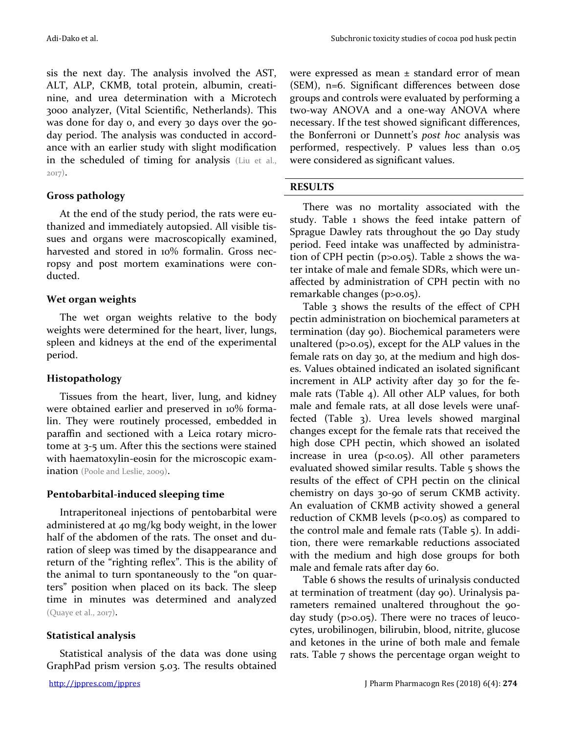sis the next day. The analysis involved the AST, ALT, ALP, CKMB, total protein, albumin, creatinine, and urea determination with a Microtech 3000 analyzer, (Vital Scientific, Netherlands). This was done for day 0, and every 30 days over the 90-day period. The analysis was conducted in accordance with an earlier study with slight modification in the scheduled of timing for analysis (Liu et al., 2017).

### Gross pathology

At the end of the study period, the rats were euthanized and immediately autopsied. All visible tissues and organs were macroscopically examined, harvested and stored in 10% formalin. Gross necropsy and post mortem examinations were conducted.

### Wet organ weights

The wet organ weights relative to the body weights were determined for the heart, liver, lungs, spleen and kidneys at the end of the experimental period.

### Histopathology

Tissues from the heart, liver, lung, and kidney were obtained earlier and preserved in 10% formalin. They were routinely processed, embedded in paraffin and sectioned with a Leica rotary microtome at 3-5 um. After this the sections were stained with haematoxylin-eosin for the microscopic examination (Poole and Leslie, 2009).

### Pentobarbital-induced sleeping time

Intraperitoneal injections of pentobarbital were administered at 40 mg/kg body weight, in the lower half of the abdomen of the rats. The onset and duration of sleep was timed by the disappearance and return of the "righting reflex". This is the ability of the animal to turn spontaneously to the "on quarters" position when placed on its back. The sleep time in minutes was determined and analyzed (Quaye et al., 2017).

### Statistical analysis

Statistical analysis of the data was done using GraphPad prism version 5.03. The results obtained were expressed as mean ± standard error of mean (SEM), n=6. Significant differences between dose groups and controls were evaluated by performing a two-way ANOVA and a one-way ANOVA where necessary. If the test showed significant differences, the Bonferroni or Dunnett's *post hoc* analysis was performed, respectively. P values less than 0.05 were considered as significant values.

## RESULTS

There was no mortality associated with the study. Table 1 shows the feed intake pattern of Sprague Dawley rats throughout the 90 Day study period. Feed intake was unaffected by administration of CPH pectin ($p>0.05$). Table 2 shows the water intake of male and female SDRs, which were unaffected by administration of CPH pectin with no remarkable changes ($p>0.05$).

Table 3 shows the results of the effect of CPH pectin administration on biochemical parameters at termination (day 90). Biochemical parameters were unaltered ($p>0.05$), except for the ALP values in the female rats on day 30, at the medium and high doses. Values obtained indicated an isolated significant increment in ALP activity after day 30 for the female rats (Table 4). All other ALP values, for both male and female rats, at all dose levels were unaffected (Table 3). Urea levels showed marginal changes except for the female rats that received the high dose CPH pectin, which showed an isolated increase in urea ($p<0.05$). All other parameters evaluated showed similar results. Table 5 shows the results of the effect of CPH pectin on the clinical chemistry on days 30-90 of serum CKMB activity. An evaluation of CKMB activity showed a general reduction of CKMB levels ($p<0.05$) as compared to the control male and female rats (Table 5). In addition, there were remarkable reductions associated with the medium and high dose groups for both male and female rats after day 60.

Table 6 shows the results of urinalysis conducted at termination of treatment (day 90). Urinalysis parameters remained unaltered throughout the 90-day study ($p>0.05$). There were no traces of leucocytes, urobilinogen, bilirubin, blood, nitrite, glucose and ketones in the urine of both male and female rats. Table 7 shows the percentage organ weight to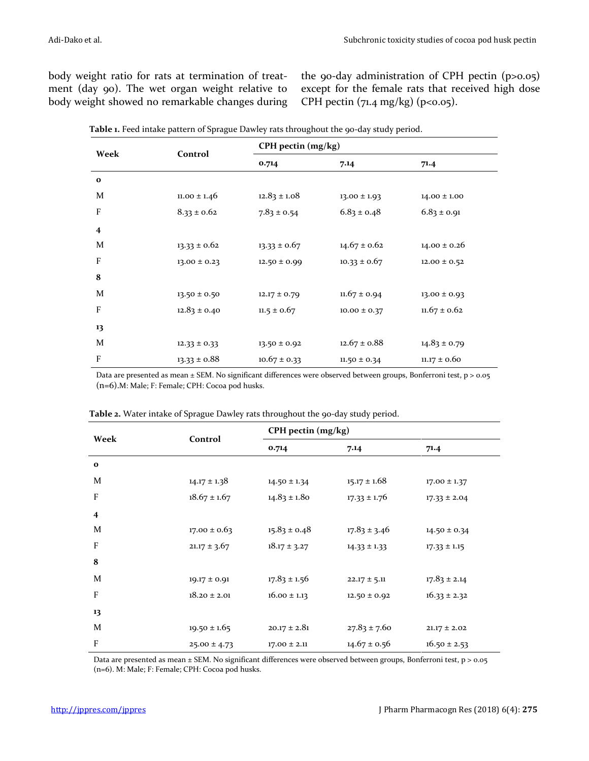body weight ratio for rats at termination of treatment (day 90). The wet organ weight relative to body weight showed no remarkable changes during the 90-day administration of CPH pectin ($p>0.05$) except for the female rats that received high dose CPH pectin (71.4 mg/kg) ($p<0.05$).

**Table 1.** Feed intake pattern of Sprague Dawley rats throughout the 90-day study period.

| Week | Control | CPH pectin (mg/kg) | | |
|---|---|---|---|---|
| | | 0.714 | 7.14 | 71.4 |
| **0** | | | | |
| M | 11.00 ± 1.46 | 12.83 ± 1.08 | 13.00 ± 1.93 | 14.00 ± 1.00 |
| F | 8.33 ± 0.62 | 7.83 ± 0.54 | 6.83 ± 0.48 | 6.83 ± 0.91 |
| **4** | | | | |
| M | 13.33 ± 0.62 | 13.33 ± 0.67 | 14.67 ± 0.62 | 14.00 ± 0.26 |
| F | 13.00 ± 0.23 | 12.50 ± 0.99 | 10.33 ± 0.67 | 12.00 ± 0.52 |
| **8** | | | | |
| M | 13.50 ± 0.50 | 12.17 ± 0.79 | 11.67 ± 0.94 | 13.00 ± 0.93 |
| F | 12.83 ± 0.40 | 11.5 ± 0.67 | 10.00 ± 0.37 | 11.67 ± 0.62 |
| **13** | | | | |
| M | 12.33 ± 0.33 | 13.50 ± 0.92 | 12.67 ± 0.88 | 14.83 ± 0.79 |
| F | 13.33 ± 0.88 | 10.67 ± 0.33 | 11.50 ± 0.34 | 11.17 ± 0.60 |

Data are presented as mean ± SEM. No significant differences were observed between groups, Bonferroni test, $p > 0.05$ (n=6).M: Male; F: Female; CPH: Cocoa pod husks.

**Table 2.** Water intake of Sprague Dawley rats throughout the 90-day study period.

| Week | Control | CPH pectin (mg/kg) | | |
|---|---|---|---|---|
| | | 0.714 | 7.14 | 71.4 |
| **0** | | | | |
| M | 14.17 ± 1.38 | 14.50 ± 1.34 | 15.17 ± 1.68 | 17.00 ± 1.37 |
| F | 18.67 ± 1.67 | 14.83 ± 1.80 | 17.33 ± 1.76 | 17.33 ± 2.04 |
| **4** | | | | |
| M | 17.00 ± 0.63 | 15.83 ± 0.48 | 17.83 ± 3.46 | 14.50 ± 0.34 |
| F | 21.17 ± 3.67 | 18.17 ± 3.27 | 14.33 ± 1.33 | 17.33 ± 1.15 |
| **8** | | | | |
| M | 19.17 ± 0.91 | 17.83 ± 1.56 | 22.17 ± 5.11 | 17.83 ± 2.14 |
| F | 18.20 ± 2.01 | 16.00 ± 1.13 | 12.50 ± 0.92 | 16.33 ± 2.32 |
| **13** | | | | |
| M | 19.50 ± 1.65 | 20.17 ± 2.81 | 27.83 ± 7.60 | 21.17 ± 2.02 |
| F | 25.00 ± 4.73 | 17.00 ± 2.11 | 14.67 ± 0.56 | 16.50 ± 2.53 |

Data are presented as mean ± SEM. No significant differences were observed between groups, Bonferroni test, $p > 0.05$ (n=6). M: Male; F: Female; CPH: Cocoa pod husks.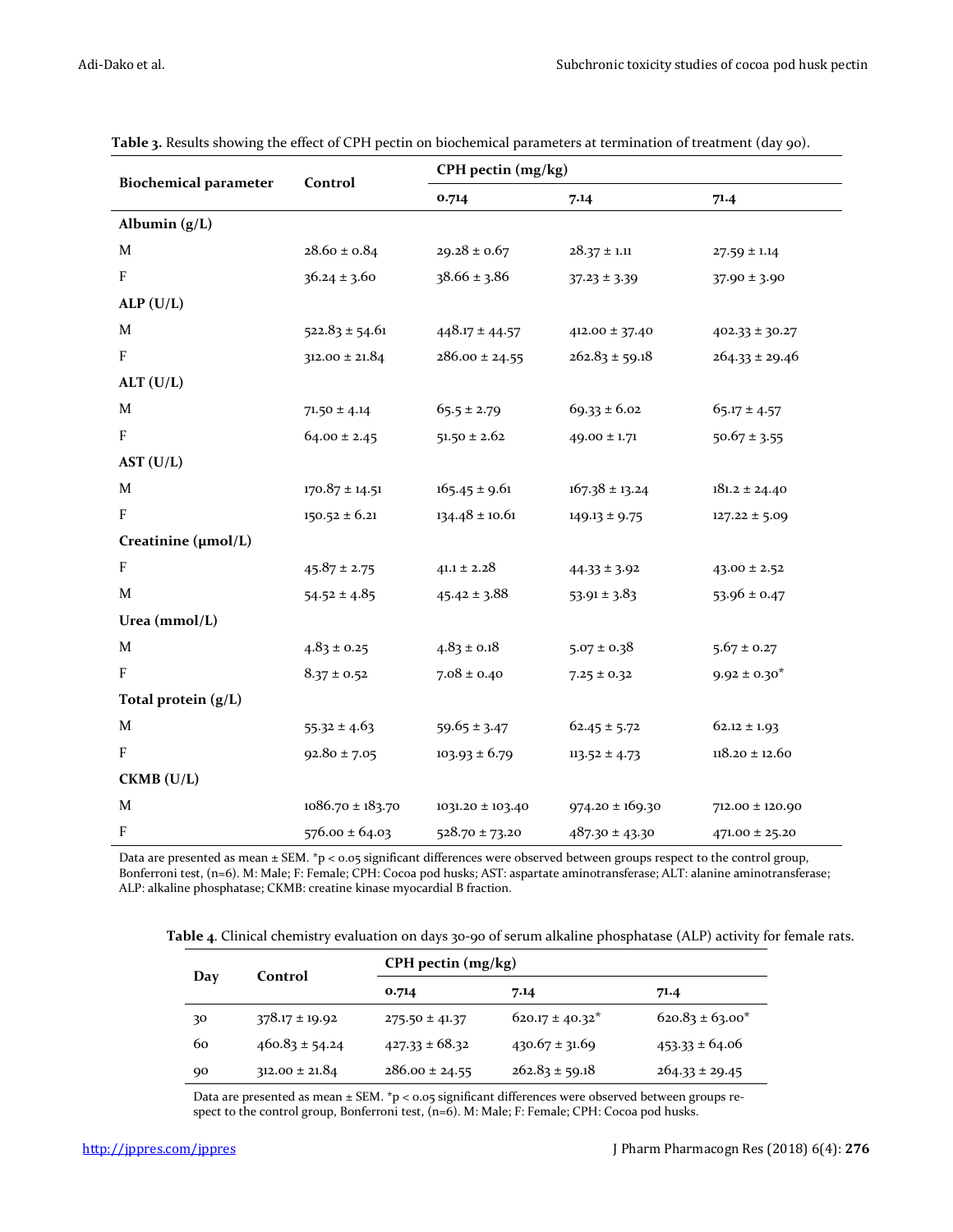**Table 3.** Results showing the effect of CPH pectin on biochemical parameters at termination of treatment (day 90).

| Biochemical parameter | Control | CPH pectin (mg/kg) | | |
|---|---|---|---|---|
| | | 0.714 | 7.14 | 71.4 |
| **Albumin (g/L)** | | | | |
| M | 28.60 ± 0.84 | 29.28 ± 0.67 | 28.37 ± 1.11 | 27.59 ± 1.14 |
| F | 36.24 ± 3.60 | 38.66 ± 3.86 | 37.23 ± 3.39 | 37.90 ± 3.90 |
| **ALP (U/L)** | | | | |
| M | 522.83 ± 54.61 | 448.17 ± 44.57 | 412.00 ± 37.40 | 402.33 ± 30.27 |
| F | 312.00 ± 21.84 | 286.00 ± 24.55 | 262.83 ± 59.18 | 264.33 ± 29.46 |
| **ALT (U/L)** | | | | |
| M | 71.50 ± 4.14 | 65.5 ± 2.79 | 69.33 ± 6.02 | 65.17 ± 4.57 |
| F | 64.00 ± 2.45 | 51.50 ± 2.62 | 49.00 ± 1.71 | 50.67 ± 3.55 |
| **AST (U/L)** | | | | |
| M | 170.87 ± 14.51 | 165.45 ± 9.61 | 167.38 ± 13.24 | 181.2 ± 24.40 |
| F | 150.52 ± 6.21 | 134.48 ± 10.61 | 149.13 ± 9.75 | 127.22 ± 5.09 |
| **Creatinine (μmol/L)** | | | | |
| F | 45.87 ± 2.75 | 41.1 ± 2.28 | 44.33 ± 3.92 | 43.00 ± 2.52 |
| M | 54.52 ± 4.85 | 45.42 ± 3.88 | 53.91 ± 3.83 | 53.96 ± 0.47 |
| **Urea (mmol/L)** | | | | |
| M | 4.83 ± 0.25 | 4.83 ± 0.18 | 5.07 ± 0.38 | 5.67 ± 0.27 |
| F | 8.37 ± 0.52 | 7.08 ± 0.40 | 7.25 ± 0.32 | 9.92 ± 0.30* |
| **Total protein (g/L)** | | | | |
| M | 55.32 ± 4.63 | 59.65 ± 3.47 | 62.45 ± 5.72 | 62.12 ± 1.93 |
| F | 92.80 ± 7.05 | 103.93 ± 6.79 | 113.52 ± 4.73 | 118.20 ± 12.60 |
| **CKMB (U/L)** | | | | |
| M | 1086.70 ± 183.70 | 1031.20 ± 103.40 | 974.20 ± 169.30 | 712.00 ± 120.90 |
| F | 576.00 ± 64.03 | 528.70 ± 73.20 | 487.30 ± 43.30 | 471.00 ± 25.20 |

Data are presented as mean ± SEM. *$p < 0.05$ significant differences were observed between groups respect to the control group, Bonferroni test, (n=6). M: Male; F: Female; CPH: Cocoa pod husks; AST: aspartate aminotransferase; ALT: alanine aminotransferase; ALP: alkaline phosphatase; CKMB: creatine kinase myocardial B fraction.

**Table 4.** Clinical chemistry evaluation on days 30-90 of serum alkaline phosphatase (ALP) activity for female rats.

| Day | Control | CPH pectin (mg/kg) | | |
|---|---|---|---|---|
| | | 0.714 | 7.14 | 71.4 |
| 30 | 378.17 ± 19.92 | 275.50 ± 41.37 | 620.17 ± 40.32* | 620.83 ± 63.00* |
| 60 | 460.83 ± 54.24 | 427.33 ± 68.32 | 430.67 ± 31.69 | 453.33 ± 64.06 |
| 90 | 312.00 ± 21.84 | 286.00 ± 24.55 | 262.83 ± 59.18 | 264.33 ± 29.45 |

Data are presented as mean ± SEM. *$p < 0.05$ significant differences were observed between groups respect to the control group, Bonferroni test, (n=6). M: Male; F: Female; CPH: Cocoa pod husks.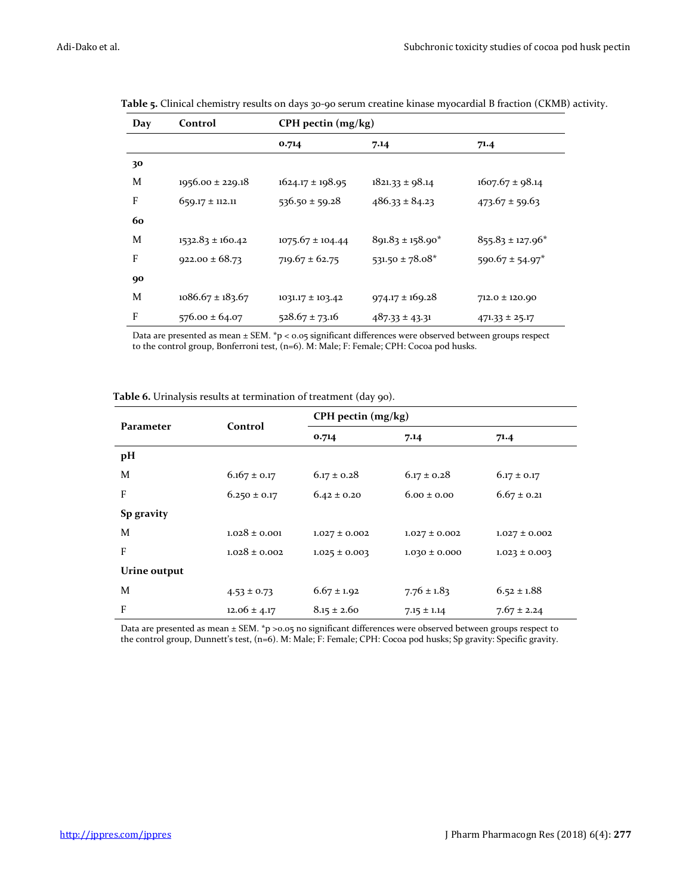**Table 5.** Clinical chemistry results on days 30-90 serum creatine kinase myocardial B fraction (CKMB) activity.

| Day | Control | CPH pectin (mg/kg) | | |
|---|---|---|---|---|
| | | 0.714 | 7.14 | 71.4 |
| **30** | | | | |
| M | 1956.00 ± 229.18 | 1624.17 ± 198.95 | 1821.33 ± 98.14 | 1607.67 ± 98.14 |
| F | 659.17 ± 112.11 | 536.50 ± 59.28 | 486.33 ± 84.23 | 473.67 ± 59.63 |
| **60** | | | | |
| M | 1532.83 ± 160.42 | 1075.67 ± 104.44 | 891.83 ± 158.90* | 855.83 ± 127.96* |
| F | 922.00 ± 68.73 | 719.67 ± 62.75 | 531.50 ± 78.08* | 590.67 ± 54.97* |
| **90** | | | | |
| M | 1086.67 ± 183.67 | 1031.17 ± 103.42 | 974.17 ± 169.28 | 712.0 ± 120.90 |
| F | 576.00 ± 64.07 | 528.67 ± 73.16 | 487.33 ± 43.31 | 471.33 ± 25.17 |

Data are presented as mean ± SEM. *$p < 0.05$ significant differences were observed between groups respect to the control group, Bonferroni test, (n=6). M: Male; F: Female; CPH: Cocoa pod husks.

**Table 6.** Urinalysis results at termination of treatment (day 90).

| Parameter | Control | CPH pectin (mg/kg) | | |
|---|---|---|---|---|
| | | 0.714 | 7.14 | 71.4 |
| **pH** | | | | |
| M | 6.167 ± 0.17 | 6.17 ± 0.28 | 6.17 ± 0.28 | 6.17 ± 0.17 |
| F | 6.250 ± 0.17 | 6.42 ± 0.20 | 6.00 ± 0.00 | 6.67 ± 0.21 |
| **Sp gravity** | | | | |
| M | 1.028 ± 0.001 | 1.027 ± 0.002 | 1.027 ± 0.002 | 1.027 ± 0.002 |
| F | 1.028 ± 0.002 | 1.025 ± 0.003 | 1.030 ± 0.000 | 1.023 ± 0.003 |
| **Urine output** | | | | |
| M | 4.53 ± 0.73 | 6.67 ± 1.92 | 7.76 ± 1.83 | 6.52 ± 1.88 |
| F | 12.06 ± 4.17 | 8.15 ± 2.60 | 7.15 ± 1.14 | 7.67 ± 2.24 |

Data are presented as mean ± SEM. *$p > 0.05$ no significant differences were observed between groups respect to the control group, Dunnett's test, (n=6). M: Male; F: Female; CPH: Cocoa pod husks; Sp gravity: Specific gravity.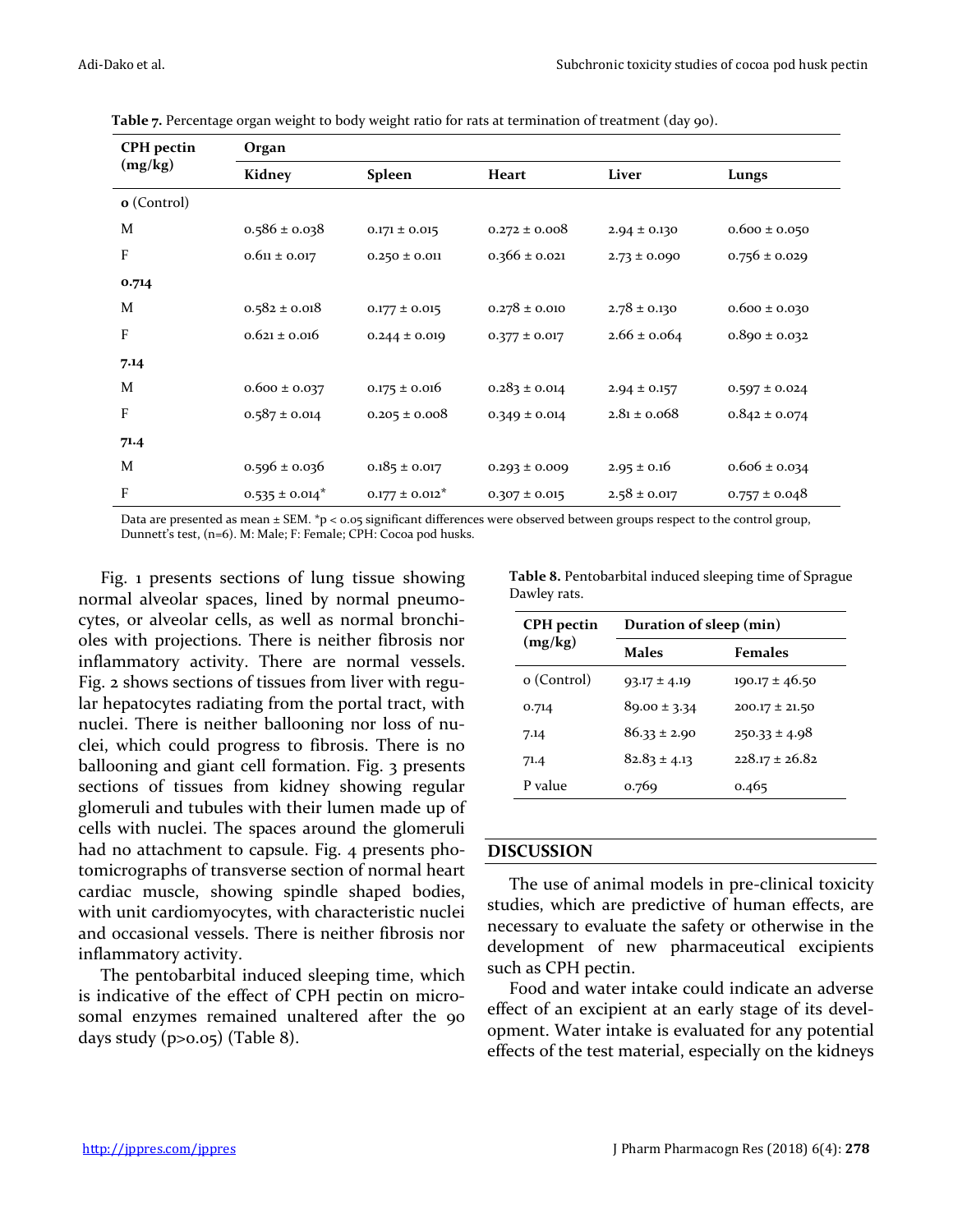**Table 7.** Percentage organ weight to body weight ratio for rats at termination of treatment (day 90).

| CPH pectin (mg/kg) | Organ | | | | |
|---|---|---|---|---|---|
| | Kidney | Spleen | Heart | Liver | Lungs |
| **0** (Control) | | | | | |
| M | 0.586 ± 0.038 | 0.171 ± 0.015 | 0.272 ± 0.008 | 2.94 ± 0.130 | 0.600 ± 0.050 |
| F | 0.611 ± 0.017 | 0.250 ± 0.011 | 0.366 ± 0.021 | 2.73 ± 0.090 | 0.756 ± 0.029 |
| **0.714** | | | | | |
| M | 0.582 ± 0.018 | 0.177 ± 0.015 | 0.278 ± 0.010 | 2.78 ± 0.130 | 0.600 ± 0.030 |
| F | 0.621 ± 0.016 | 0.244 ± 0.019 | 0.377 ± 0.017 | 2.66 ± 0.064 | 0.890 ± 0.032 |
| **7.14** | | | | | |
| M | 0.600 ± 0.037 | 0.175 ± 0.016 | 0.283 ± 0.014 | 2.94 ± 0.157 | 0.597 ± 0.024 |
| F | 0.587 ± 0.014 | 0.205 ± 0.008 | 0.349 ± 0.014 | 2.81 ± 0.068 | 0.842 ± 0.074 |
| **71.4** | | | | | |
| M | 0.596 ± 0.036 | 0.185 ± 0.017 | 0.293 ± 0.009 | 2.95 ± 0.16 | 0.606 ± 0.034 |
| F | 0.535 ± 0.014* | 0.177 ± 0.012* | 0.307 ± 0.015 | 2.58 ± 0.017 | 0.757 ± 0.048 |

Data are presented as mean ± SEM. *$p < 0.05$ significant differences were observed between groups respect to the control group, Dunnett's test, (n=6). M: Male; F: Female; CPH: Cocoa pod husks.

Fig. 1 presents sections of lung tissue showing normal alveolar spaces, lined by normal pneumocytes, or alveolar cells, as well as normal bronchioles with projections. There is neither fibrosis nor inflammatory activity. There are normal vessels. Fig. 2 shows sections of tissues from liver with regular hepatocytes radiating from the portal tract, with nuclei. There is neither ballooning nor loss of nuclei, which could progress to fibrosis. There is no ballooning and giant cell formation. Fig. 3 presents sections of tissues from kidney showing regular glomeruli and tubules with their lumen made up of cells with nuclei. The spaces around the glomeruli had no attachment to capsule. Fig. 4 presents photomicrographs of transverse section of normal heart cardiac muscle, showing spindle shaped bodies, with unit cardiomyocytes, with characteristic nuclei and occasional vessels. There is neither fibrosis nor inflammatory activity.

The pentobarbital induced sleeping time, which is indicative of the effect of CPH pectin on microsomal enzymes remained unaltered after the 90 days study ($p > 0.05$) (Table 8).

**Table 8.** Pentobarbital induced sleeping time of Sprague Dawley rats.

| CPH pectin (mg/kg) | Duration of sleep (min) | |
|---|---|---|
| | Males | Females |
| 0 (Control) | 93.17 ± 4.19 | 190.17 ± 46.50 |
| 0.714 | 89.00 ± 3.34 | 200.17 ± 21.50 |
| 7.14 | 86.33 ± 2.90 | 250.33 ± 4.98 |
| 71.4 | 82.83 ± 4.13 | 228.17 ± 26.82 |
| P value | 0.769 | 0.465 |

## DISCUSSION

The use of animal models in pre-clinical toxicity studies, which are predictive of human effects, are necessary to evaluate the safety or otherwise in the development of new pharmaceutical excipients such as CPH pectin.

Food and water intake could indicate an adverse effect of an excipient at an early stage of its development. Water intake is evaluated for any potential effects of the test material, especially on the kidneys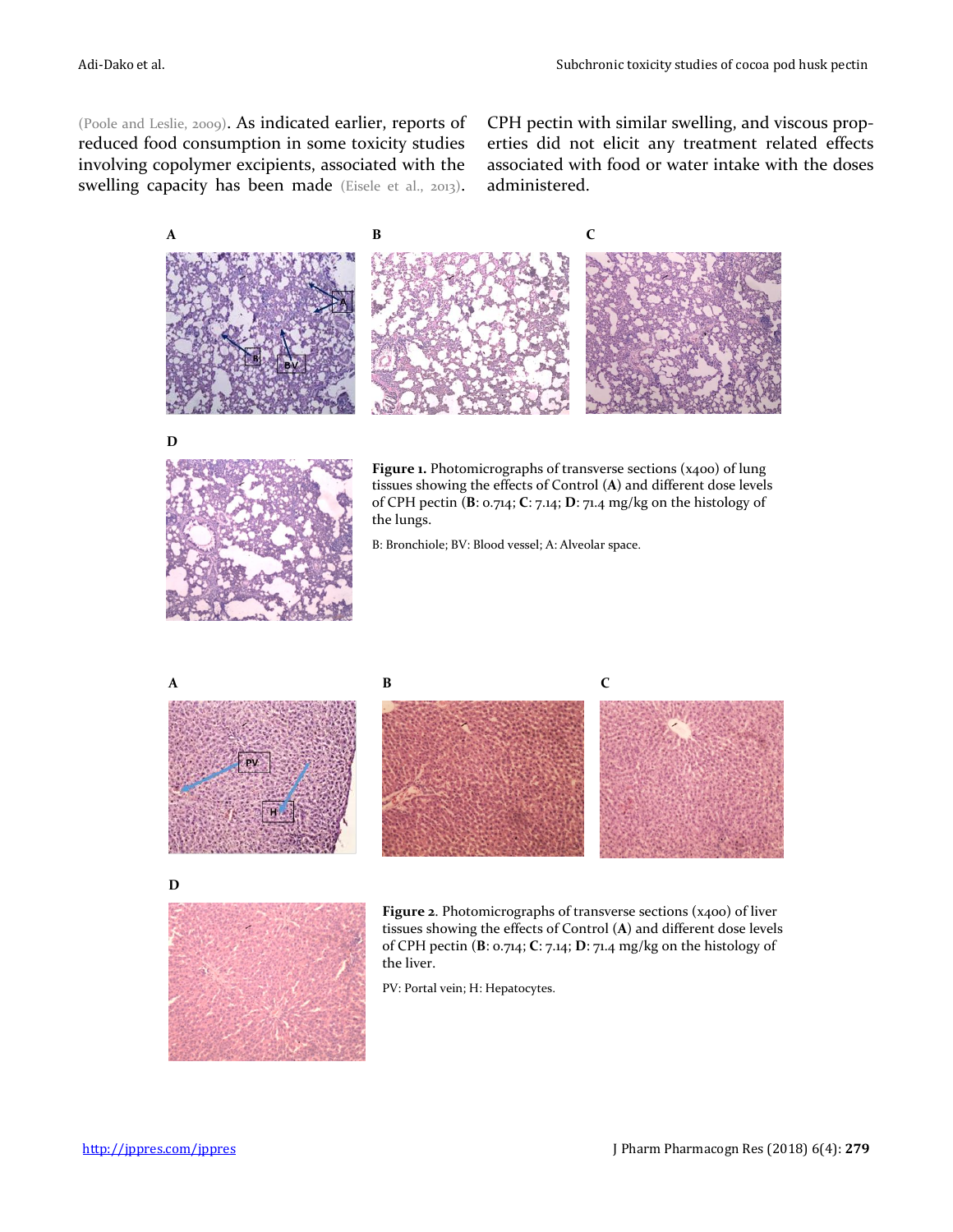(Poole and Leslie, 2009). As indicated earlier, reports of reduced food consumption in some toxicity studies involving copolymer excipients, associated with the swelling capacity has been made (Eisele et al., 2013). CPH pectin with similar swelling, and viscous properties did not elicit any treatment related effects associated with food or water intake with the doses administered.

**Figure 1.** Photomicrographs of transverse sections (x400) of lung tissues showing the effects of Control (**A**) and different dose levels of CPH pectin (**B**: 0.714; **C**: 7.14; **D**: 71.4 mg/kg on the histology of the lungs.

B: Bronchiole; BV: Blood vessel; A: Alveolar space.

**Figure 2.** Photomicrographs of transverse sections (x400) of liver tissues showing the effects of Control (**A**) and different dose levels of CPH pectin (**B**: 0.714; **C**: 7.14; **D**: 71.4 mg/kg on the histology of the liver.

PV: Portal vein; H: Hepatocytes.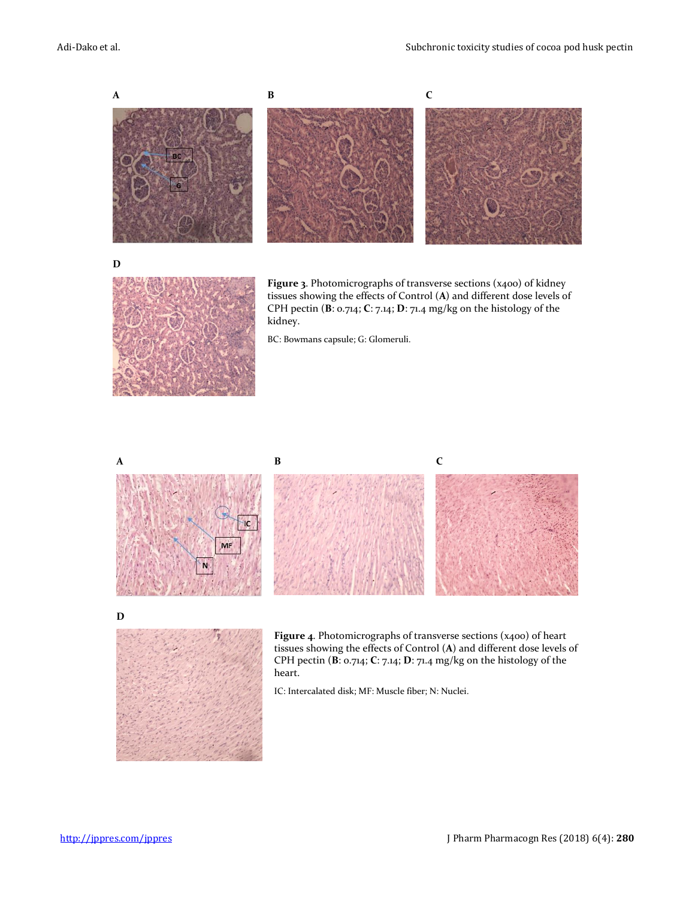**Figure 3**. Photomicrographs of transverse sections (x400) of kidney tissues showing the effects of Control (**A**) and different dose levels of CPH pectin (**B**: 0.714; **C**: 7.14; **D**: 71.4 mg/kg on the histology of the kidney.

BC: Bowmans capsule; G: Glomeruli.

**Figure 4**. Photomicrographs of transverse sections (x400) of heart tissues showing the effects of Control (**A**) and different dose levels of CPH pectin (**B**: 0.714; **C**: 7.14; **D**: 71.4 mg/kg on the histology of the heart.

IC: Intercalated disk; MF: Muscle fiber; N: Nuclei.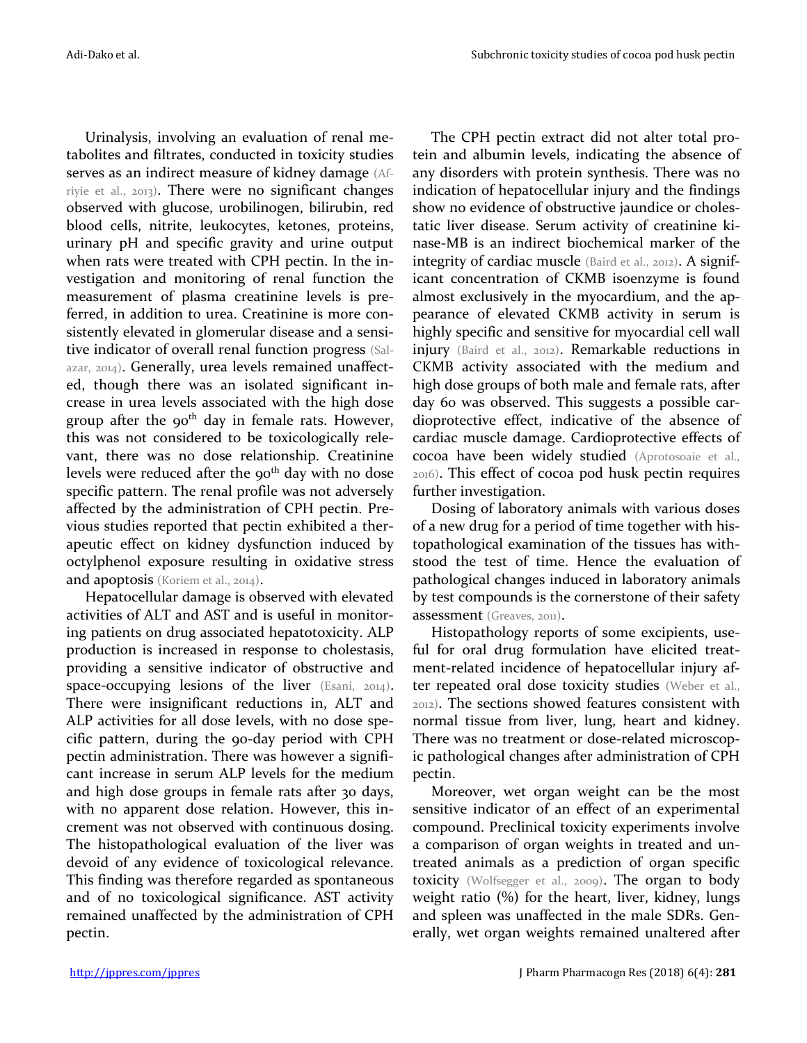Urinalysis, involving an evaluation of renal metabolites and filtrates, conducted in toxicity studies serves as an indirect measure of kidney damage (Afriyie et al., 2013). There were no significant changes observed with glucose, urobilinogen, bilirubin, red blood cells, nitrite, leukocytes, ketones, proteins, urinary pH and specific gravity and urine output when rats were treated with CPH pectin. In the investigation and monitoring of renal function the measurement of plasma creatinine levels is preferred, in addition to urea. Creatinine is more consistently elevated in glomerular disease and a sensitive indicator of overall renal function progress (Salazar, 2014). Generally, urea levels remained unaffected, though there was an isolated significant increase in urea levels associated with the high dose group after the 90th day in female rats. However, this was not considered to be toxicologically relevant, there was no dose relationship. Creatinine levels were reduced after the 90th day with no dose specific pattern. The renal profile was not adversely affected by the administration of CPH pectin. Previous studies reported that pectin exhibited a therapeutic effect on kidney dysfunction induced by octylphenol exposure resulting in oxidative stress and apoptosis (Koriem et al., 2014).

Hepatocellular damage is observed with elevated activities of ALT and AST and is useful in monitoring patients on drug associated hepatotoxicity. ALP production is increased in response to cholestasis, providing a sensitive indicator of obstructive and space-occupying lesions of the liver (Esani, 2014). There were insignificant reductions in, ALT and ALP activities for all dose levels, with no dose specific pattern, during the 90-day period with CPH pectin administration. There was however a significant increase in serum ALP levels for the medium and high dose groups in female rats after 30 days, with no apparent dose relation. However, this increment was not observed with continuous dosing. The histopathological evaluation of the liver was devoid of any evidence of toxicological relevance. This finding was therefore regarded as spontaneous and of no toxicological significance. AST activity remained unaffected by the administration of CPH pectin.

The CPH pectin extract did not alter total protein and albumin levels, indicating the absence of any disorders with protein synthesis. There was no indication of hepatocellular injury and the findings show no evidence of obstructive jaundice or cholestatic liver disease. Serum activity of creatinine kinase-MB is an indirect biochemical marker of the integrity of cardiac muscle (Baird et al., 2012). A significant concentration of CKMB isoenzyme is found almost exclusively in the myocardium, and the appearance of elevated CKMB activity in serum is highly specific and sensitive for myocardial cell wall injury (Baird et al., 2012). Remarkable reductions in CKMB activity associated with the medium and high dose groups of both male and female rats, after day 60 was observed. This suggests a possible cardioprotective effect, indicative of the absence of cardiac muscle damage. Cardioprotective effects of cocoa have been widely studied (Aprotosoaie et al., 2016). This effect of cocoa pod husk pectin requires further investigation.

Dosing of laboratory animals with various doses of a new drug for a period of time together with histopathological examination of the tissues has withstood the test of time. Hence the evaluation of pathological changes induced in laboratory animals by test compounds is the cornerstone of their safety assessment (Greaves, 2011).

Histopathology reports of some excipients, useful for oral drug formulation have elicited treatment-related incidence of hepatocellular injury after repeated oral dose toxicity studies (Weber et al., 2012). The sections showed features consistent with normal tissue from liver, lung, heart and kidney. There was no treatment or dose-related microscopic pathological changes after administration of CPH pectin.

Moreover, wet organ weight can be the most sensitive indicator of an effect of an experimental compound. Preclinical toxicity experiments involve a comparison of organ weights in treated and untreated animals as a prediction of organ specific toxicity (Wolfsegger et al., 2009). The organ to body weight ratio (%) for the heart, liver, kidney, lungs and spleen was unaffected in the male SDRs. Generally, wet organ weights remained unaltered after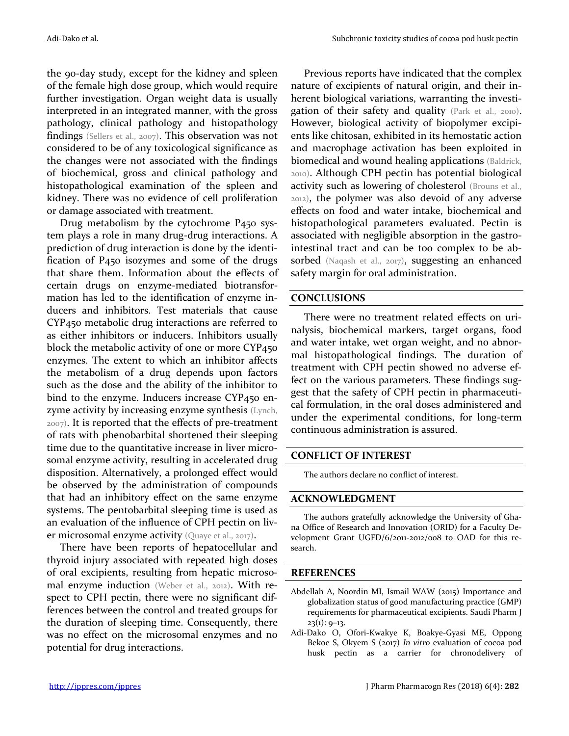the 90-day study, except for the kidney and spleen of the female high dose group, which would require further investigation. Organ weight data is usually interpreted in an integrated manner, with the gross pathology, clinical pathology and histopathology findings (Sellers et al., 2007). This observation was not considered to be of any toxicological significance as the changes were not associated with the findings of biochemical, gross and clinical pathology and histopathological examination of the spleen and kidney. There was no evidence of cell proliferation or damage associated with treatment.

Drug metabolism by the cytochrome P450 system plays a role in many drug-drug interactions. A prediction of drug interaction is done by the identification of P450 isozymes and some of the drugs that share them. Information about the effects of certain drugs on enzyme-mediated biotransformation has led to the identification of enzyme inducers and inhibitors. Test materials that cause CYP450 metabolic drug interactions are referred to as either inhibitors or inducers. Inhibitors usually block the metabolic activity of one or more CYP450 enzymes. The extent to which an inhibitor affects the metabolism of a drug depends upon factors such as the dose and the ability of the inhibitor to bind to the enzyme. Inducers increase CYP450 enzyme activity by increasing enzyme synthesis (Lynch, 2007). It is reported that the effects of pre-treatment of rats with phenobarbital shortened their sleeping time due to the quantitative increase in liver microsomal enzyme activity, resulting in accelerated drug disposition. Alternatively, a prolonged effect would be observed by the administration of compounds that had an inhibitory effect on the same enzyme systems. The pentobarbital sleeping time is used as an evaluation of the influence of CPH pectin on liver microsomal enzyme activity (Quaye et al., 2017).

There have been reports of hepatocellular and thyroid injury associated with repeated high doses of oral excipients, resulting from hepatic microsomal enzyme induction (Weber et al., 2012). With respect to CPH pectin, there were no significant differences between the control and treated groups for the duration of sleeping time. Consequently, there was no effect on the microsomal enzymes and no potential for drug interactions.

Previous reports have indicated that the complex nature of excipients of natural origin, and their inherent biological variations, warranting the investigation of their safety and quality (Park et al., 2010). However, biological activity of biopolymer excipients like chitosan, exhibited in its hemostatic action and macrophage activation has been exploited in biomedical and wound healing applications (Baldrick, 2010). Although CPH pectin has potential biological activity such as lowering of cholesterol (Brouns et al., 2012), the polymer was also devoid of any adverse effects on food and water intake, biochemical and histopathological parameters evaluated. Pectin is associated with negligible absorption in the gastrointestinal tract and can be too complex to be absorbed (Naqash et al., 2017), suggesting an enhanced safety margin for oral administration.

## CONCLUSIONS

There were no treatment related effects on urinalysis, biochemical markers, target organs, food and water intake, wet organ weight, and no abnormal histopathological findings. The duration of treatment with CPH pectin showed no adverse effect on the various parameters. These findings suggest that the safety of CPH pectin in pharmaceutical formulation, in the oral doses administered and under the experimental conditions, for long-term continuous administration is assured.

## CONFLICT OF INTEREST

The authors declare no conflict of interest.

## ACKNOWLEDGMENT

The authors gratefully acknowledge the University of Ghana Office of Research and Innovation (ORID) for a Faculty Development Grant UGFD/6/2011-2012/008 to OAD for this research.

## REFERENCES

Abdellah A, Noordin MI, Ismail WAW (2015) Importance and globalization status of good manufacturing practice (GMP) requirements for pharmaceutical excipients. Saudi Pharm J 23(1): 9–13.

Adi-Dako O, Ofori-Kwakye K, Boakye-Gyasi ME, Oppong Bekoe S, Okyem S (2017) *In vitro* evaluation of cocoa pod husk pectin as a carrier for chronodelivery of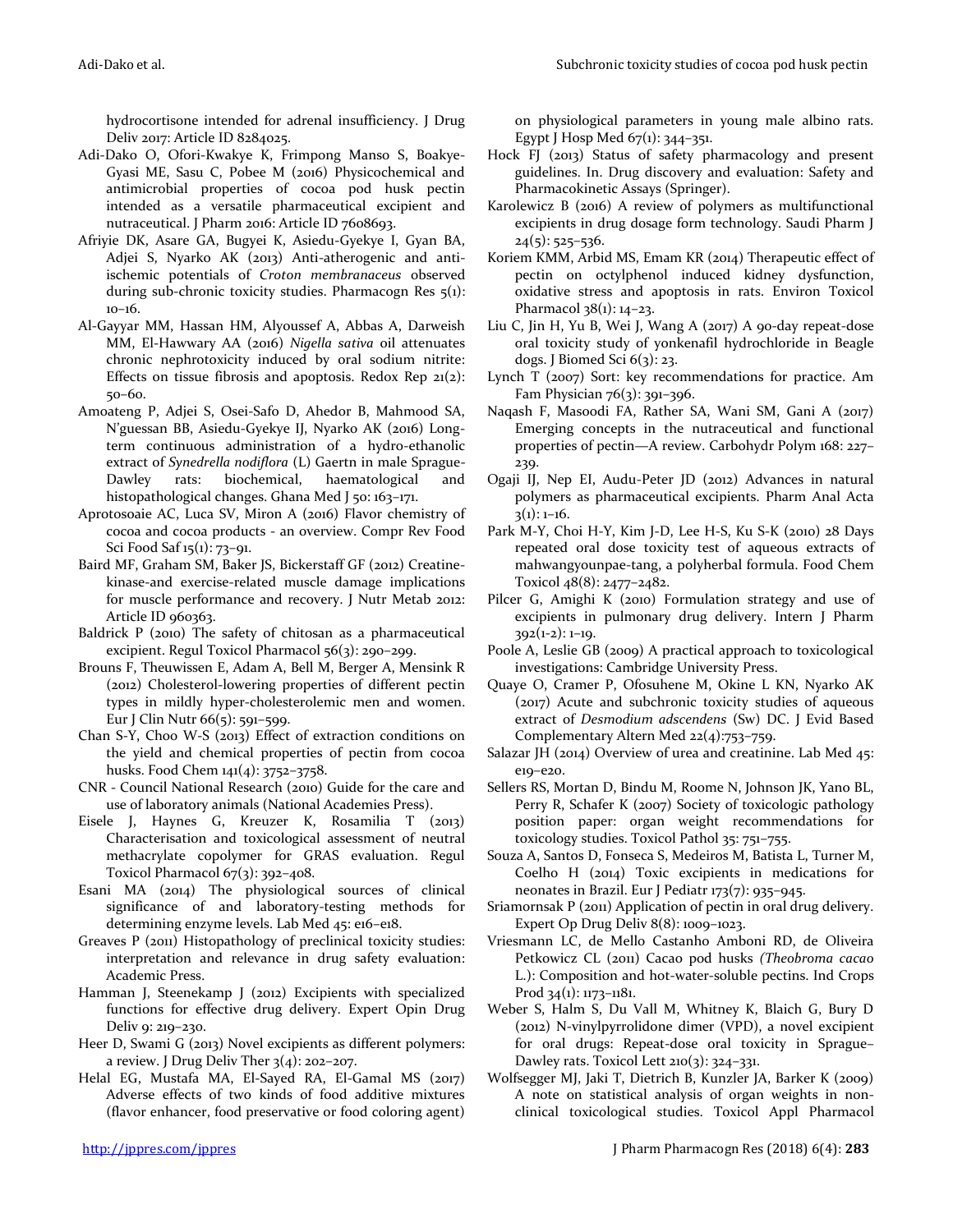hydrocortisone intended for adrenal insufficiency. J Drug Deliv 2017: Article ID 8284025.

Adi-Dako O, Ofori-Kwakye K, Frimpong Manso S, Boakye-Gyasi ME, Sasu C, Pobee M (2016) Physicochemical and antimicrobial properties of cocoa pod husk pectin intended as a versatile pharmaceutical excipient and nutraceutical. J Pharm 2016: Article ID 7608693.

Afriyie DK, Asare GA, Bugyei K, Asiedu-Gyekye I, Gyan BA, Adjei S, Nyarko AK (2013) Anti-atherogenic and anti-ischemic potentials of *Croton membranaceus* observed during sub-chronic toxicity studies. Pharmacogn Res 5(1): 10–16.

Al-Gayyar MM, Hassan HM, Alyoussef A, Abbas A, Darweish MM, El-Hawwary AA (2016) *Nigella sativa* oil attenuates chronic nephrotoxicity induced by oral sodium nitrite: Effects on tissue fibrosis and apoptosis. Redox Rep 21(2): 50–60.

Amoateng P, Adjei S, Osei-Safo D, Ahedor B, Mahmood SA, N'guessan BB, Asiedu-Gyekye IJ, Nyarko AK (2016) Long-term continuous administration of a hydro-ethanolic extract of *Synedrella nodiflora* (L) Gaertn in male Sprague-Dawley rats: biochemical, haematological and histopathological changes. Ghana Med J 50: 163–171.

Aprotosoaie AC, Luca SV, Miron A (2016) Flavor chemistry of cocoa and cocoa products - an overview. Compr Rev Food Sci Food Saf 15(1): 73–91.

Baird MF, Graham SM, Baker JS, Bickerstaff GF (2012) Creatine-kinase-and exercise-related muscle damage implications for muscle performance and recovery. J Nutr Metab 2012: Article ID 960363.

Baldrick P (2010) The safety of chitosan as a pharmaceutical excipient. Regul Toxicol Pharmacol 56(3): 290–299.

Brouns F, Theuwissen E, Adam A, Bell M, Berger A, Mensink R (2012) Cholesterol-lowering properties of different pectin types in mildly hyper-cholesterolemic men and women. Eur J Clin Nutr 66(5): 591–599.

Chan S-Y, Choo W-S (2013) Effect of extraction conditions on the yield and chemical properties of pectin from cocoa husks. Food Chem 141(4): 3752–3758.

CNR - Council National Research (2010) Guide for the care and use of laboratory animals (National Academies Press).

Eisele J, Haynes G, Kreuzer K, Rosamilia T (2013) Characterisation and toxicological assessment of neutral methacrylate copolymer for GRAS evaluation. Regul Toxicol Pharmacol 67(3): 392–408.

Esani MA (2014) The physiological sources of clinical significance of and laboratory-testing methods for determining enzyme levels. Lab Med 45: e16–e18.

Greaves P (2011) Histopathology of preclinical toxicity studies: interpretation and relevance in drug safety evaluation: Academic Press.

Hamman J, Steenekamp J (2012) Excipients with specialized functions for effective drug delivery. Expert Opin Drug Deliv 9: 219–230.

Heer D, Swami G (2013) Novel excipients as different polymers: a review. J Drug Deliv Ther 3(4): 202–207.

Helal EG, Mustafa MA, El-Sayed RA, El-Gamal MS (2017) Adverse effects of two kinds of food additive mixtures (flavor enhancer, food preservative or food coloring agent) on physiological parameters in young male albino rats. Egypt J Hosp Med 67(1): 344–351.

Hock FJ (2013) Status of safety pharmacology and present guidelines. In. Drug discovery and evaluation: Safety and Pharmacokinetic Assays (Springer).

Karolewicz B (2016) A review of polymers as multifunctional excipients in drug dosage form technology. Saudi Pharm J 24(5): 525–536.

Koriem KMM, Arbid MS, Emam KR (2014) Therapeutic effect of pectin on octylphenol induced kidney dysfunction, oxidative stress and apoptosis in rats. Environ Toxicol Pharmacol 38(1): 14–23.

Liu C, Jin H, Yu B, Wei J, Wang A (2017) A 90-day repeat-dose oral toxicity study of yonkenafil hydrochloride in Beagle dogs. J Biomed Sci 6(3): 23.

Lynch T (2007) Sort: key recommendations for practice. Am Fam Physician 76(3): 391–396.

Naqash F, Masoodi FA, Rather SA, Wani SM, Gani A (2017) Emerging concepts in the nutraceutical and functional properties of pectin—A review. Carbohydr Polym 168: 227–239.

Ogaji IJ, Nep EI, Audu-Peter JD (2012) Advances in natural polymers as pharmaceutical excipients. Pharm Anal Acta 3(1): 1–16.

Park M-Y, Choi H-Y, Kim J-D, Lee H-S, Ku S-K (2010) 28 Days repeated oral dose toxicity test of aqueous extracts of mahwangyounpae-tang, a polyherbal formula. Food Chem Toxicol 48(8): 2477–2482.

Pilcer G, Amighi K (2010) Formulation strategy and use of excipients in pulmonary drug delivery. Intern J Pharm 392(1-2): 1–19.

Poole A, Leslie GB (2009) A practical approach to toxicological investigations: Cambridge University Press.

Quaye O, Cramer P, Ofosuhene M, Okine L KN, Nyarko AK (2017) Acute and subchronic toxicity studies of aqueous extract of *Desmodium adscendens* (Sw) DC. J Evid Based Complementary Altern Med 22(4):753–759.

Salazar JH (2014) Overview of urea and creatinine. Lab Med 45: e19–e20.

Sellers RS, Mortan D, Bindu M, Roome N, Johnson JK, Yano BL, Perry R, Schafer K (2007) Society of toxicologic pathology position paper: organ weight recommendations for toxicology studies. Toxicol Pathol 35: 751–755.

Souza A, Santos D, Fonseca S, Medeiros M, Batista L, Turner M, Coelho H (2014) Toxic excipients in medications for neonates in Brazil. Eur J Pediatr 173(7): 935–945.

Sriamornsak P (2011) Application of pectin in oral drug delivery. Expert Op Drug Deliv 8(8): 1009–1023.

Vriesmann LC, de Mello Castanho Amboni RD, de Oliveira Petkowicz CL (2011) Cacao pod husks *(Theobroma cacao* L.): Composition and hot-water-soluble pectins. Ind Crops Prod 34(1): 1173–1181.

Weber S, Halm S, Du Vall M, Whitney K, Blaich G, Bury D (2012) N-vinylpyrrolidone dimer (VPD), a novel excipient for oral drugs: Repeat-dose oral toxicity in Sprague–Dawley rats. Toxicol Lett 210(3): 324–331.

Wolfsegger MJ, Jaki T, Dietrich B, Kunzler JA, Barker K (2009) A note on statistical analysis of organ weights in non-clinical toxicological studies. Toxicol Appl Pharmacol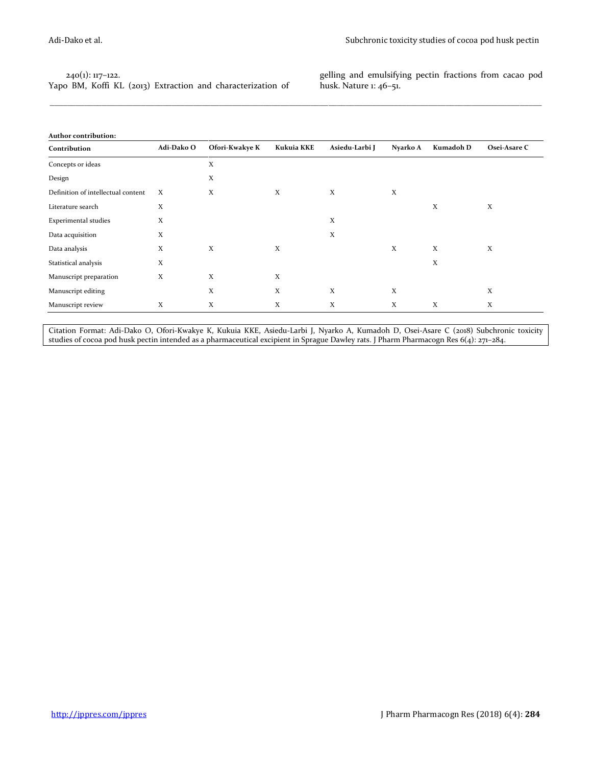240(1): 117–122.

Yapo BM, Koffi KL (2013) Extraction and characterization of gelling and emulsifying pectin fractions from cacao pod husk. Nature 1: 46–51.

---

**Author contribution:**

| Contribution | Adi-Dako O | Ofori-Kwakye K | Kukuia KKE | Asiedu-Larbi J | Nyarko A | Kumadoh D | Osei-Asare C |
|---|---|---|---|---|---|---|---|
| Concepts or ideas | | X | | | | | |
| Design | | X | | | | | |
| Definition of intellectual content | X | X | X | X | X | | |
| Literature search | X | | | | | X | X |
| Experimental studies | X | | | X | | | |
| Data acquisition | X | | | X | | | |
| Data analysis | X | X | X | | X | X | X |
| Statistical analysis | X | | | | | X | |
| Manuscript preparation | X | X | X | | | | |
| Manuscript editing | | X | X | X | X | | X |
| Manuscript review | X | X | X | X | X | X | X |

Citation Format: Adi-Dako O, Ofori-Kwakye K, Kukuia KKE, Asiedu-Larbi J, Nyarko A, Kumadoh D, Osei-Asare C (2018) Subchronic toxicity studies of cocoa pod husk pectin intended as a pharmaceutical excipient in Sprague Dawley rats. J Pharm Pharmacogn Res 6(4): 271–284.